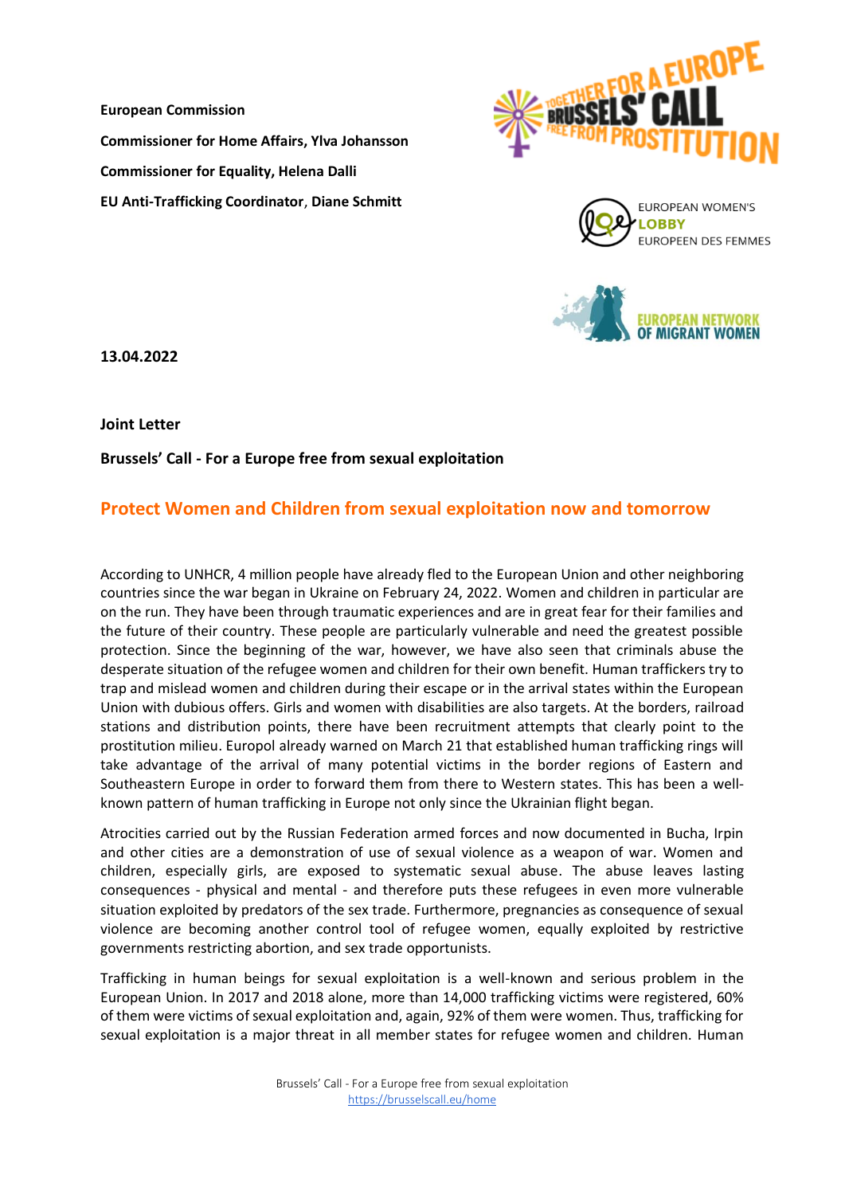**European Commission**

**Commissioner for Home Affairs, Ylva Johansson**

**Commissioner for Equality, Helena Dalli**

**EU Anti-Trafficking Coordinator**, **Diane Schmitt**

**13.04.2022**

**Joint Letter**

**Brussels' Call - For a Europe free from sexual exploitation**

## Protect Women and Children from sexual exploitation now and tomorrow

According to UNHCR, 4 million people have already fled to the European Union and other neighboring countries since the war began in Ukraine on February 24, 2022. Women and children in particular are on the run. They have been through traumatic experiences and are in great fear for their families and the future of their country. These people are particularly vulnerable and need the greatest possible protection. Since the beginning of the war, however, we have also seen that criminals abuse the desperate situation of the refugee women and children for their own benefit. Human traffickers try to trap and mislead women and children during their escape or in the arrival states within the European Union with dubious offers. Girls and women with disabilities are also targets. At the borders, railroad stations and distribution points, there have been recruitment attempts that clearly point to the prostitution milieu. Europol already warned on March 21 that established human trafficking rings will take advantage of the arrival of many potential victims in the border regions of Eastern and Southeastern Europe in order to forward them from there to Western states. This has been a well-known pattern of human trafficking in Europe not only since the Ukrainian flight began.

Atrocities carried out by the Russian Federation armed forces and now documented in Bucha, Irpin and other cities are a demonstration of use of sexual violence as a weapon of war. Women and children, especially girls, are exposed to systematic sexual abuse. The abuse leaves lasting consequences - physical and mental - and therefore puts these refugees in even more vulnerable situation exploited by predators of the sex trade. Furthermore, pregnancies as consequence of sexual violence are becoming another control tool of refugee women, equally exploited by restrictive governments restricting abortion, and sex trade opportunists.

Trafficking in human beings for sexual exploitation is a well-known and serious problem in the European Union. In 2017 and 2018 alone, more than 14,000 trafficking victims were registered, 60% of them were victims of sexual exploitation and, again, 92% of them were women. Thus, trafficking for sexual exploitation is a major threat in all member states for refugee women and children. Human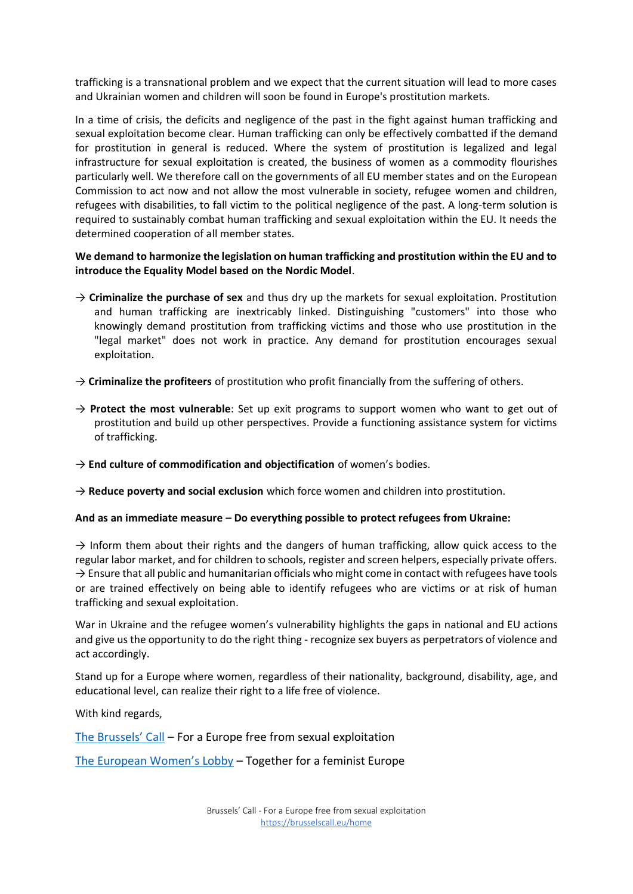trafficking is a transnational problem and we expect that the current situation will lead to more cases and Ukrainian women and children will soon be found in Europe's prostitution markets.

In a time of crisis, the deficits and negligence of the past in the fight against human trafficking and sexual exploitation become clear. Human trafficking can only be effectively combatted if the demand for prostitution in general is reduced. Where the system of prostitution is legalized and legal infrastructure for sexual exploitation is created, the business of women as a commodity flourishes particularly well. We therefore call on the governments of all EU member states and on the European Commission to act now and not allow the most vulnerable in society, refugee women and children, refugees with disabilities, to fall victim to the political negligence of the past. A long-term solution is required to sustainably combat human trafficking and sexual exploitation within the EU. It needs the determined cooperation of all member states.

**We demand to harmonize the legislation on human trafficking and prostitution within the EU and to introduce the Equality Model based on the Nordic Model**.

→ **Criminalize the purchase of sex** and thus dry up the markets for sexual exploitation. Prostitution and human trafficking are inextricably linked. Distinguishing "customers" into those who knowingly demand prostitution from trafficking victims and those who use prostitution in the "legal market" does not work in practice. Any demand for prostitution encourages sexual exploitation.

→ **Criminalize the profiteers** of prostitution who profit financially from the suffering of others.

→ **Protect the most vulnerable**: Set up exit programs to support women who want to get out of prostitution and build up other perspectives. Provide a functioning assistance system for victims of trafficking.

→ **End culture of commodification and objectification** of women's bodies.

→ **Reduce poverty and social exclusion** which force women and children into prostitution.

**And as an immediate measure – Do everything possible to protect refugees from Ukraine:**

→ Inform them about their rights and the dangers of human trafficking, allow quick access to the regular labor market, and for children to schools, register and screen helpers, especially private offers.
→ Ensure that all public and humanitarian officials who might come in contact with refugees have tools or are trained effectively on being able to identify refugees who are victims or at risk of human trafficking and sexual exploitation.

War in Ukraine and the refugee women's vulnerability highlights the gaps in national and EU actions and give us the opportunity to do the right thing - recognize sex buyers as perpetrators of violence and act accordingly.

Stand up for a Europe where women, regardless of their nationality, background, disability, age, and educational level, can realize their right to a life free of violence.

With kind regards,

The Brussels' Call – For a Europe free from sexual exploitation

The European Women's Lobby – Together for a feminist Europe